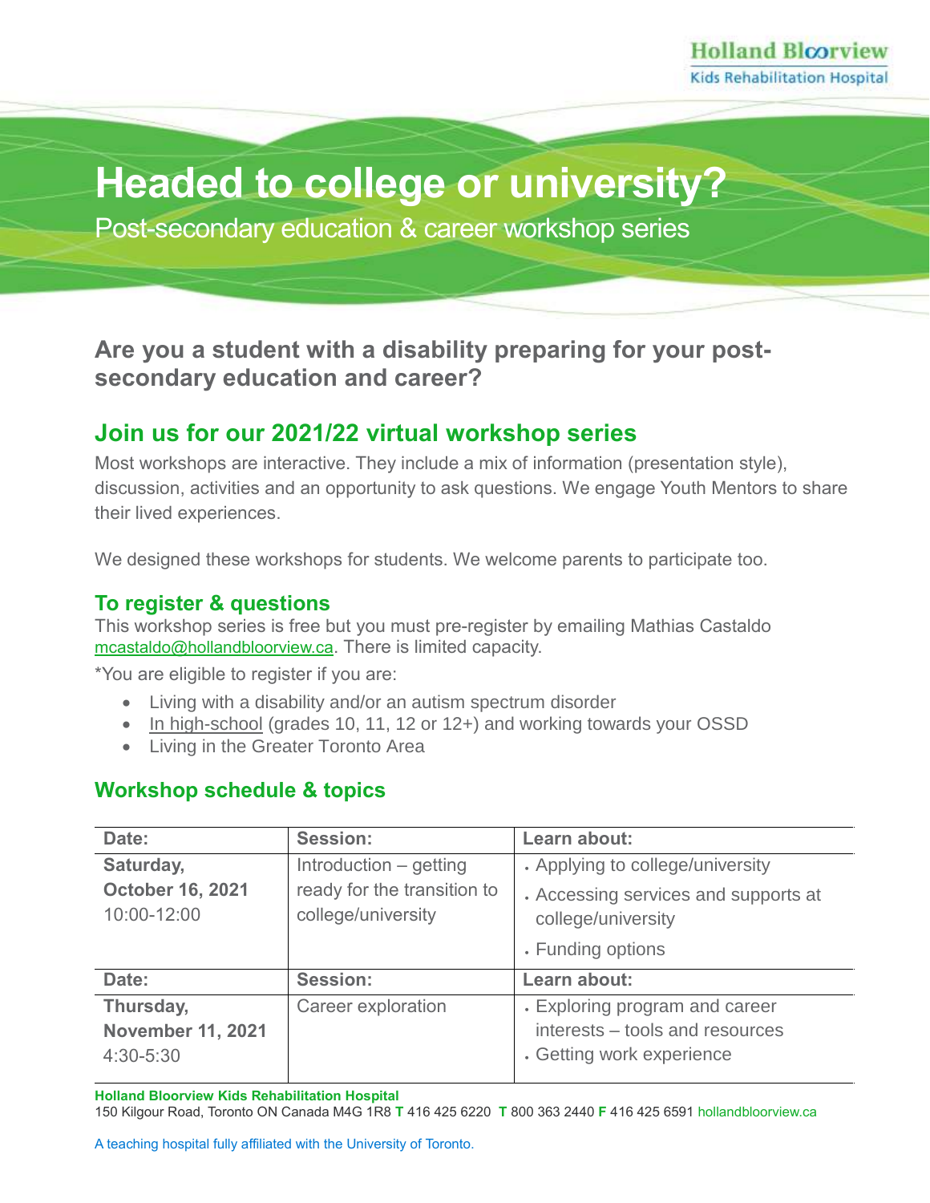Holland Bloorview
Kids Rehabilitation Hospital

# Headed to college or university?

Post-secondary education & career workshop series

## Are you a student with a disability preparing for your post-secondary education and career?

## Join us for our 2021/22 virtual workshop series

Most workshops are interactive. They include a mix of information (presentation style), discussion, activities and an opportunity to ask questions. We engage Youth Mentors to share their lived experiences.

We designed these workshops for students. We welcome parents to participate too.

### To register & questions

This workshop series is free but you must pre-register by emailing Mathias Castaldo mcastaldo@hollandbloorview.ca. There is limited capacity.

*You are eligible to register if you are:

- Living with a disability and/or an autism spectrum disorder
- In high-school (grades 10, 11, 12 or 12+) and working towards your OSSD
- Living in the Greater Toronto Area

## Workshop schedule & topics

| Date: | Session: | Learn about: |
|---|---|---|
| **Saturday, October 16, 2021** 10:00-12:00 | Introduction – getting ready for the transition to college/university | • Applying to college/university<br>• Accessing services and supports at college/university<br>• Funding options |
| **Date:** | **Session:** | **Learn about:** |
| **Thursday, November 11, 2021** 4:30-5:30 | Career exploration | • Exploring program and career interests – tools and resources<br>• Getting work experience |

**Holland Bloorview Kids Rehabilitation Hospital**
150 Kilgour Road, Toronto ON Canada M4G 1R8 **T** 416 425 6220 **T** 800 363 2440 **F** 416 425 6591 hollandbloorview.ca

A teaching hospital fully affiliated with the University of Toronto.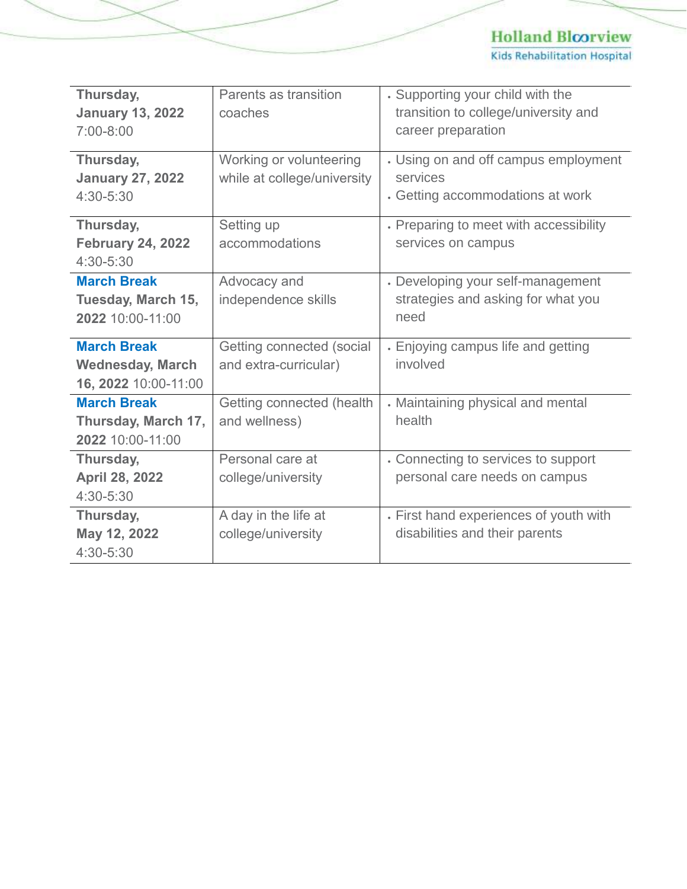| | | |
|---|---|---|
| **Thursday, January 13, 2022** 7:00-8:00 | Parents as transition coaches | • Supporting your child with the transition to college/university and career preparation |
| **Thursday, January 27, 2022** 4:30-5:30 | Working or volunteering while at college/university | • Using on and off campus employment services<br>• Getting accommodations at work |
| **Thursday, February 24, 2022** 4:30-5:30 | Setting up accommodations | • Preparing to meet with accessibility services on campus |
| **March Break Tuesday, March 15, 2022** 10:00-11:00 | Advocacy and independence skills | • Developing your self-management strategies and asking for what you need |
| **March Break Wednesday, March 16, 2022** 10:00-11:00 | Getting connected (social and extra-curricular) | • Enjoying campus life and getting involved |
| **March Break Thursday, March 17, 2022** 10:00-11:00 | Getting connected (health and wellness) | • Maintaining physical and mental health |
| **Thursday, April 28, 2022** 4:30-5:30 | Personal care at college/university | • Connecting to services to support personal care needs on campus |
| **Thursday, May 12, 2022** 4:30-5:30 | A day in the life at college/university | • First hand experiences of youth with disabilities and their parents |